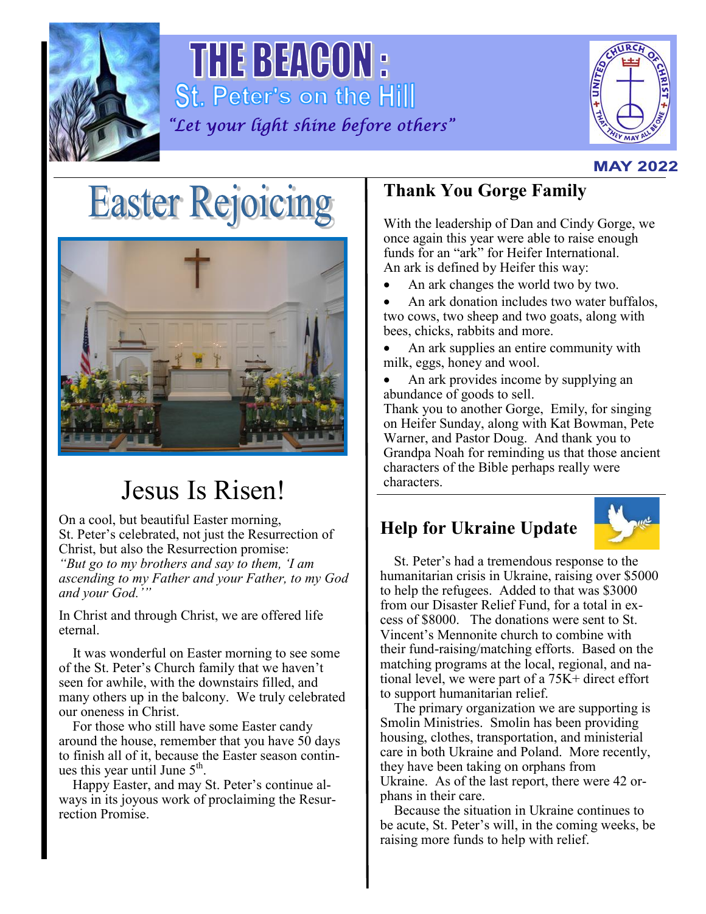# THE BEACON : St. Peter's on the Hill

*"Let your light shine before others"*

**MAY 2022**

# Easter Rejoicing

## Jesus Is Risen!

On a cool, but beautiful Easter morning, St. Peter's celebrated, not just the Resurrection of Christ, but also the Resurrection promise: *"But go to my brothers and say to them, 'I am ascending to my Father and your Father, to my God and your God.'"*

In Christ and through Christ, we are offered life eternal.

It was wonderful on Easter morning to see some of the St. Peter's Church family that we haven't seen for awhile, with the downstairs filled, and many others up in the balcony. We truly celebrated our oneness in Christ.

For those who still have some Easter candy around the house, remember that you have 50 days to finish all of it, because the Easter season continues this year until June 5th.

Happy Easter, and may St. Peter's continue always in its joyous work of proclaiming the Resurrection Promise.

## Thank You Gorge Family

With the leadership of Dan and Cindy Gorge, we once again this year were able to raise enough funds for an "ark" for Heifer International. An ark is defined by Heifer this way:

- An ark changes the world two by two.
- An ark donation includes two water buffalos, two cows, two sheep and two goats, along with bees, chicks, rabbits and more.
- An ark supplies an entire community with milk, eggs, honey and wool.
- An ark provides income by supplying an abundance of goods to sell.

Thank you to another Gorge, Emily, for singing on Heifer Sunday, along with Kat Bowman, Pete Warner, and Pastor Doug. And thank you to Grandpa Noah for reminding us that those ancient characters of the Bible perhaps really were characters.

## Help for Ukraine Update

St. Peter's had a tremendous response to the humanitarian crisis in Ukraine, raising over $5000 to help the refugees. Added to that was $3000 from our Disaster Relief Fund, for a total in excess of $8000. The donations were sent to St. Vincent's Mennonite church to combine with their fund-raising/matching efforts. Based on the matching programs at the local, regional, and national level, we were part of a 75K+ direct effort to support humanitarian relief.

The primary organization we are supporting is Smolin Ministries. Smolin has been providing housing, clothes, transportation, and ministerial care in both Ukraine and Poland. More recently, they have been taking on orphans from Ukraine. As of the last report, there were 42 orphans in their care.

Because the situation in Ukraine continues to be acute, St. Peter's will, in the coming weeks, be raising more funds to help with relief.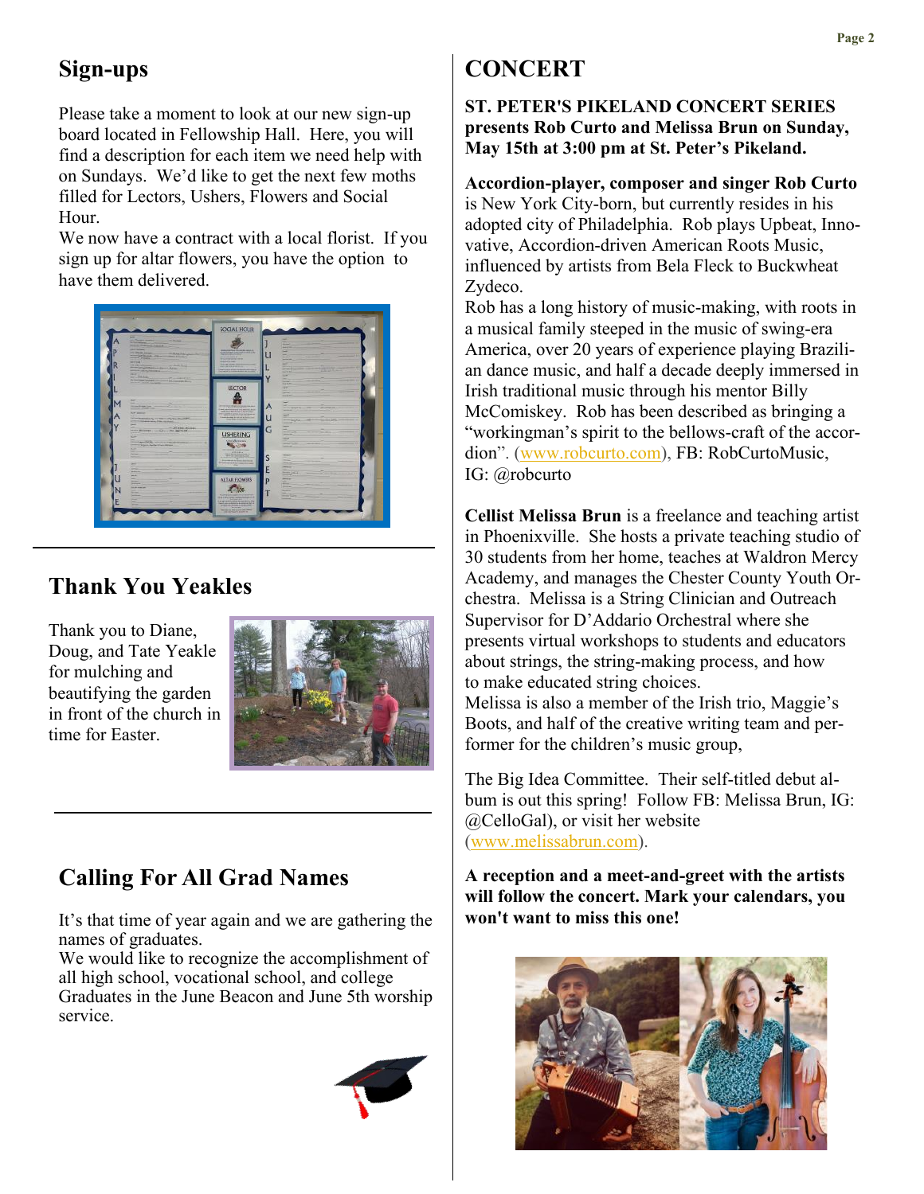## Sign-ups

Please take a moment to look at our new sign-up board located in Fellowship Hall. Here, you will find a description for each item we need help with on Sundays. We'd like to get the next few moths filled for Lectors, Ushers, Flowers and Social Hour.

We now have a contract with a local florist. If you sign up for altar flowers, you have the option to have them delivered.

## Thank You Yeakles

Thank you to Diane, Doug, and Tate Yeakle for mulching and beautifying the garden in front of the church in time for Easter.

## Calling For All Grad Names

It's that time of year again and we are gathering the names of graduates.

We would like to recognize the accomplishment of all high school, vocational school, and college Graduates in the June Beacon and June 5th worship service.

## CONCERT

**ST. PETER'S PIKELAND CONCERT SERIES presents Rob Curto and Melissa Brun on Sunday, May 15th at 3:00 pm at St. Peter's Pikeland.**

**Accordion-player, composer and singer Rob Curto** is New York City-born, but currently resides in his adopted city of Philadelphia. Rob plays Upbeat, Innovative, Accordion-driven American Roots Music, influenced by artists from Bela Fleck to Buckwheat Zydeco.

Rob has a long history of music-making, with roots in a musical family steeped in the music of swing-era America, over 20 years of experience playing Brazilian dance music, and half a decade deeply immersed in Irish traditional music through his mentor Billy McComiskey. Rob has been described as bringing a "workingman's spirit to the bellows-craft of the accordion". (www.robcurto.com), FB: RobCurtoMusic, IG: @robcurto

**Cellist Melissa Brun** is a freelance and teaching artist in Phoenixville. She hosts a private teaching studio of 30 students from her home, teaches at Waldron Mercy Academy, and manages the Chester County Youth Orchestra. Melissa is a String Clinician and Outreach Supervisor for D'Addario Orchestral where she presents virtual workshops to students and educators about strings, the string-making process, and how to make educated string choices.

Melissa is also a member of the Irish trio, Maggie's Boots, and half of the creative writing team and performer for the children's music group,

The Big Idea Committee. Their self-titled debut album is out this spring! Follow FB: Melissa Brun, IG: @CelloGal), or visit her website (www.melissabrun.com).

**A reception and a meet-and-greet with the artists will follow the concert. Mark your calendars, you won't want to miss this one!**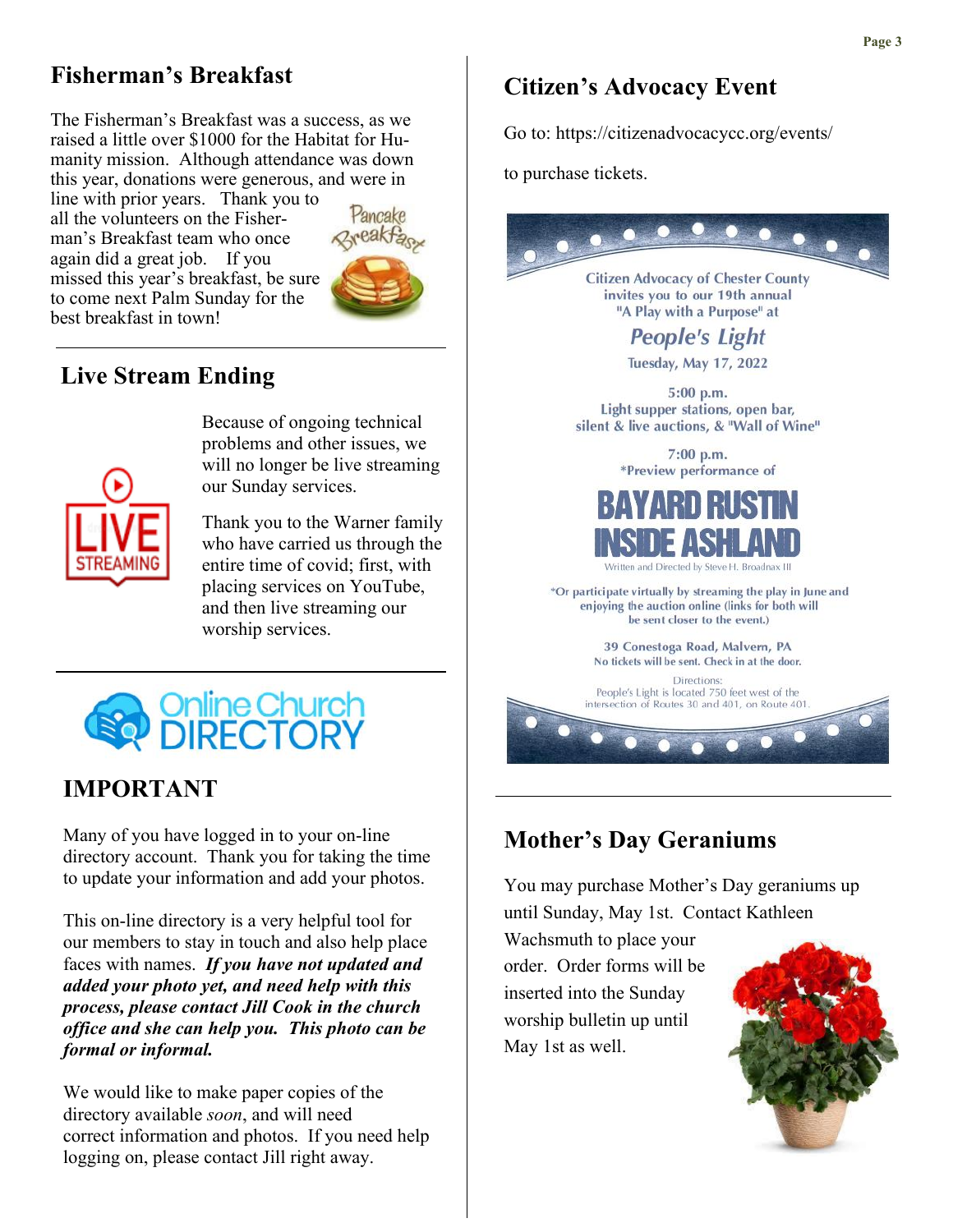## Fisherman's Breakfast

The Fisherman's Breakfast was a success, as we raised a little over $1000 for the Habitat for Humanity mission. Although attendance was down this year, donations were generous, and were in line with prior years. Thank you to all the volunteers on the Fisherman's Breakfast team who once again did a great job. If you missed this year's breakfast, be sure to come next Palm Sunday for the best breakfast in town!

## Live Stream Ending

Because of ongoing technical problems and other issues, we will no longer be live streaming our Sunday services.

Thank you to the Warner family who have carried us through the entire time of covid; first, with placing services on YouTube, and then live streaming our worship services.

Online Church DIRECTORY

## IMPORTANT

Many of you have logged in to your on-line directory account. Thank you for taking the time to update your information and add your photos.

This on-line directory is a very helpful tool for our members to stay in touch and also help place faces with names. ***If you have not updated and added your photo yet, and need help with this process, please contact Jill Cook in the church office and she can help you. This photo can be formal or informal.***

We would like to make paper copies of the directory available *soon*, and will need correct information and photos. If you need help logging on, please contact Jill right away.

## Citizen's Advocacy Event

Go to: https://citizenadvocacycc.org/events/

to purchase tickets.

Citizen Advocacy of Chester County invites you to our 19th annual "A Play with a Purpose" at

*People's Light*

Tuesday, May 17, 2022

5:00 p.m.
Light supper stations, open bar, silent & live auctions, & "Wall of Wine"

7:00 p.m.
*Preview performance of

**BAYARD RUSTIN INSIDE ASHLAND**

Written and Directed by Steve H. Broadnax III

*Or participate virtually by streaming the play in June and enjoying the auction online (links for both will be sent closer to the event.)

39 Conestoga Road, Malvern, PA
No tickets will be sent. Check in at the door.

Directions:
People's Light is located 750 feet west of the intersection of Routes 30 and 401, on Route 401.

## Mother's Day Geraniums

You may purchase Mother's Day geraniums up until Sunday, May 1st. Contact Kathleen Wachsmuth to place your order. Order forms will be inserted into the Sunday worship bulletin up until May 1st as well.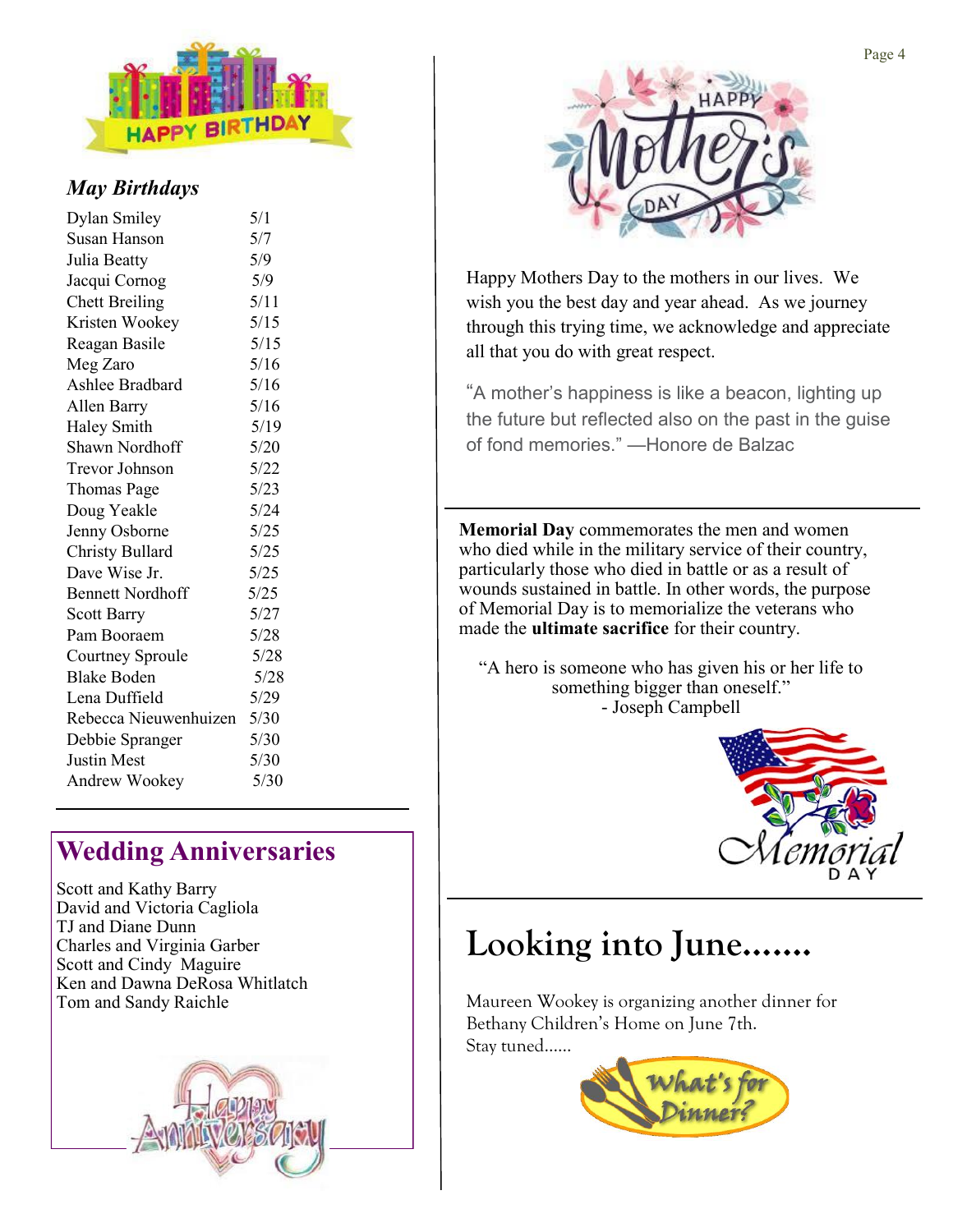## May Birthdays

| Name | Date |
|---|---|
| Dylan Smiley | 5/1 |
| Susan Hanson | 5/7 |
| Julia Beatty | 5/9 |
| Jacqui Cornog | 5/9 |
| Chett Breiling | 5/11 |
| Kristen Wookey | 5/15 |
| Reagan Basile | 5/15 |
| Meg Zaro | 5/16 |
| Ashlee Bradbard | 5/16 |
| Allen Barry | 5/16 |
| Haley Smith | 5/19 |
| Shawn Nordhoff | 5/20 |
| Trevor Johnson | 5/22 |
| Thomas Page | 5/23 |
| Doug Yeakle | 5/24 |
| Jenny Osborne | 5/25 |
| Christy Bullard | 5/25 |
| Dave Wise Jr. | 5/25 |
| Bennett Nordhoff | 5/25 |
| Scott Barry | 5/27 |
| Pam Booraem | 5/28 |
| Courtney Sproule | 5/28 |
| Blake Boden | 5/28 |
| Lena Duffield | 5/29 |
| Rebecca Nieuwenhuizen | 5/30 |
| Debbie Spranger | 5/30 |
| Justin Mest | 5/30 |
| Andrew Wookey | 5/30 |

## Wedding Anniversaries

Scott and Kathy Barry
David and Victoria Cagliola
TJ and Diane Dunn
Charles and Virginia Garber
Scott and Cindy Maguire
Ken and Dawna DeRosa Whitlatch
Tom and Sandy Raichle

Happy Mothers Day to the mothers in our lives. We wish you the best day and year ahead. As we journey through this trying time, we acknowledge and appreciate all that you do with great respect.

"A mother's happiness is like a beacon, lighting up the future but reflected also on the past in the guise of fond memories." —Honore de Balzac

**Memorial Day** commemorates the men and women who died while in the military service of their country, particularly those who died in battle or as a result of wounds sustained in battle. In other words, the purpose of Memorial Day is to memorialize the veterans who made the **ultimate sacrifice** for their country.

"A hero is someone who has given his or her life to something bigger than oneself."
- Joseph Campbell

# Looking into June.......

Maureen Wookey is organizing another dinner for Bethany Children's Home on June 7th.
Stay tuned......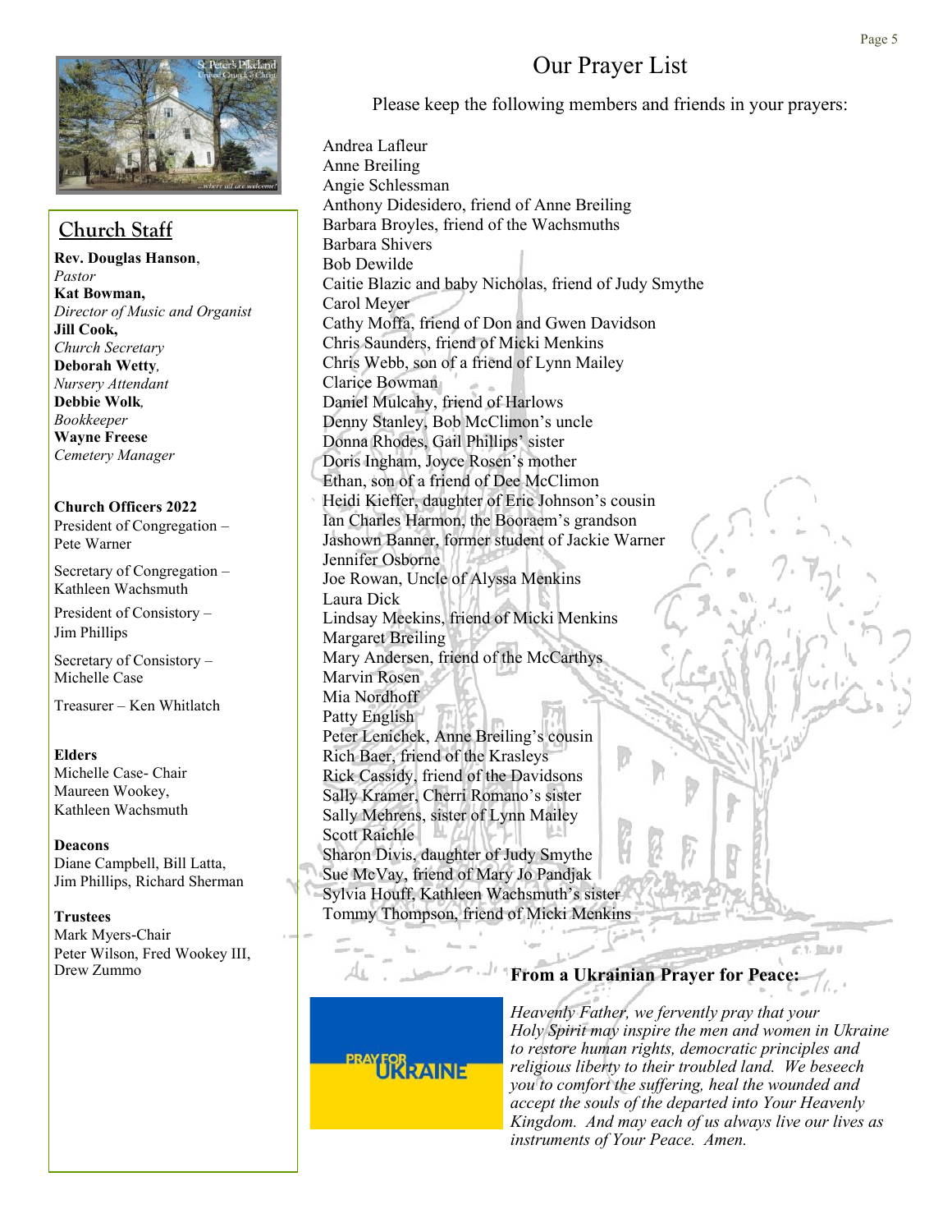## Church Staff

**Rev. Douglas Hanson**,
*Pastor*
**Kat Bowman,**
*Director of Music and Organist*
**Jill Cook,**
*Church Secretary*
**Deborah Wetty**,
*Nursery Attendant*
**Debbie Wolk**,
*Bookkeeper*
**Wayne Freese**
*Cemetery Manager*

**Church Officers 2022**

President of Congregation – Pete Warner

Secretary of Congregation – Kathleen Wachsmuth

President of Consistory – Jim Phillips

Secretary of Consistory – Michelle Case

Treasurer – Ken Whitlatch

**Elders**
Michelle Case- Chair
Maureen Wookey,
Kathleen Wachsmuth

**Deacons**
Diane Campbell, Bill Latta,
Jim Phillips, Richard Sherman

**Trustees**
Mark Myers-Chair
Peter Wilson, Fred Wookey III,
Drew Zummo

# Our Prayer List

Please keep the following members and friends in your prayers:

Andrea Lafleur
Anne Breiling
Angie Schlessman
Anthony Didesidero, friend of Anne Breiling
Barbara Broyles, friend of the Wachsmuths
Barbara Shivers
Bob Dewilde
Caitie Blazic and baby Nicholas, friend of Judy Smythe
Carol Meyer
Cathy Moffa, friend of Don and Gwen Davidson
Chris Saunders, friend of Micki Menkins
Chris Webb, son of a friend of Lynn Mailey
Clarice Bowman
Daniel Mulcahy, friend of Harlows
Denny Stanley, Bob McClimon's uncle
Donna Rhodes, Gail Phillips' sister
Doris Ingham, Joyce Rosen's mother
Ethan, son of a friend of Dee McClimon
Heidi Kieffer, daughter of Eric Johnson's cousin
Ian Charles Harmon, the Booraem's grandson
Jashown Banner, former student of Jackie Warner
Jennifer Osborne
Joe Rowan, Uncle of Alyssa Menkins
Laura Dick
Lindsay Meekins, friend of Micki Menkins
Margaret Breiling
Mary Andersen, friend of the McCarthys
Marvin Rosen
Mia Nordhoff
Patty English
Peter Lenichek, Anne Breiling's cousin
Rich Baer, friend of the Krasleys
Rick Cassidy, friend of the Davidsons
Sally Kramer, Cherri Romano's sister
Sally Mehrens, sister of Lynn Mailey
Scott Raichle
Sharon Divis, daughter of Judy Smythe
Sue McVay, friend of Mary Jo Pandjak
Sylvia Houff, Kathleen Wachsmuth's sister
Tommy Thompson, friend of Micki Menkins

PRAY FOR UKRAINE

**From a Ukrainian Prayer for Peace:**

*Heavenly Father, we fervently pray that your Holy Spirit may inspire the men and women in Ukraine to restore human rights, democratic principles and religious liberty to their troubled land. We beseech you to comfort the suffering, heal the wounded and accept the souls of the departed into Your Heavenly Kingdom. And may each of us always live our lives as instruments of Your Peace. Amen.*